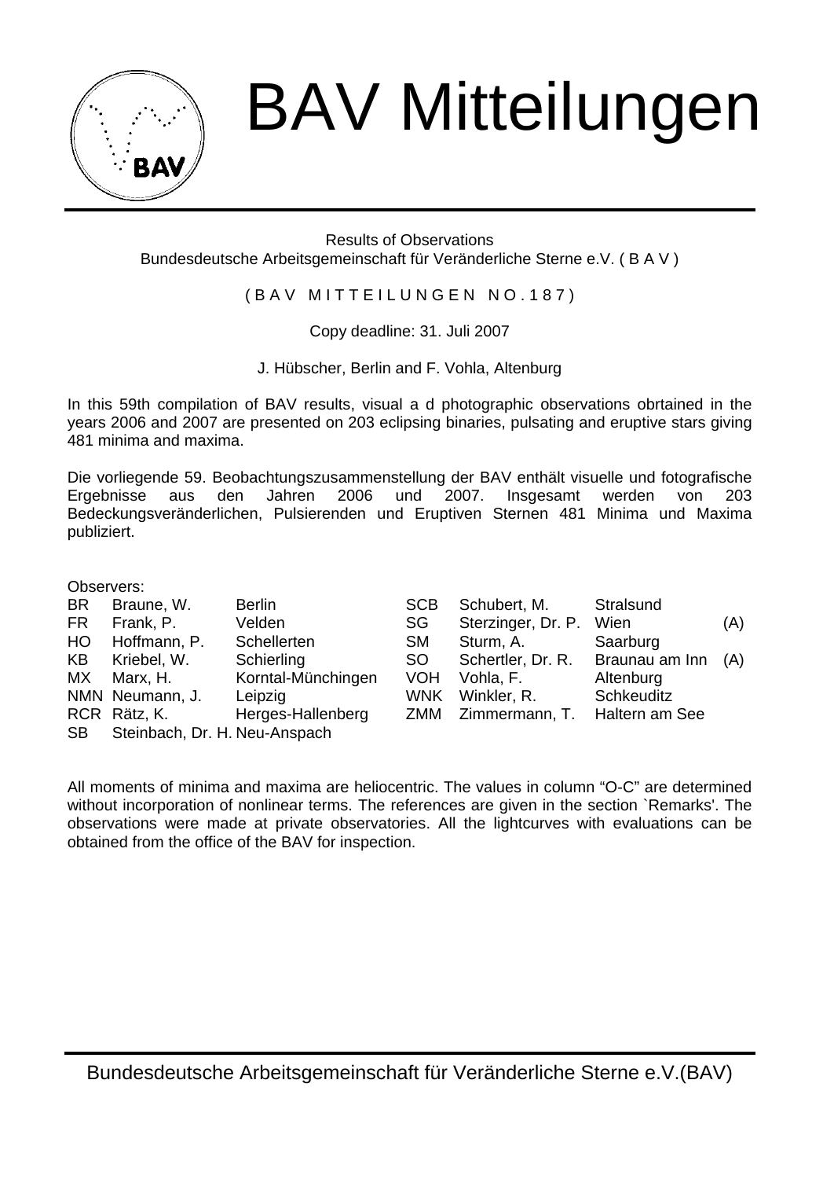# BAV Mitteilungen

Results of Observations
Bundesdeutsche Arbeitsgemeinschaft für Veränderliche Sterne e.V. ( B A V )

( B A V M I T T E I L U N G E N N O . 1 8 7 )

Copy deadline: 31. Juli 2007

J. Hübscher, Berlin and F. Vohla, Altenburg

In this 59th compilation of BAV results, visual a d photographic observations obrtained in the years 2006 and 2007 are presented on 203 eclipsing binaries, pulsating and eruptive stars giving 481 minima and maxima.

Die vorliegende 59. Beobachtungszusammenstellung der BAV enthält visuelle und fotografische Ergebnisse aus den Jahren 2006 und 2007. Insgesamt werden von 203 Bedeckungsveränderlichen, Pulsierenden und Eruptiven Sternen 481 Minima und Maxima publiziert.

Observers:

| | | | | | | |
|---|---|---|---|---|---|---|
| BR | Braune, W. | Berlin | SCB | Schubert, M. | Stralsund | |
| FR | Frank, P. | Velden | SG | Sterzinger, Dr. P. | Wien | (A) |
| HO | Hoffmann, P. | Schellerten | SM | Sturm, A. | Saarburg | |
| KB | Kriebel, W. | Schierling | SO | Schertler, Dr. R. | Braunau am Inn | (A) |
| MX | Marx, H. | Korntal-Münchingen | VOH | Vohla, F. | Altenburg | |
| NMN | Neumann, J. | Leipzig | WNK | Winkler, R. | Schkeuditz | |
| RCR | Rätz, K. | Herges-Hallenberg | ZMM | Zimmermann, T. | Haltern am See | |
| SB | Steinbach, Dr. H. | Neu-Anspach | | | | |

All moments of minima and maxima are heliocentric. The values in column "O-C" are determined without incorporation of nonlinear terms. The references are given in the section `Remarks'. The observations were made at private observatories. All the lightcurves with evaluations can be obtained from the office of the BAV for inspection.

Bundesdeutsche Arbeitsgemeinschaft für Veränderliche Sterne e.V.(BAV)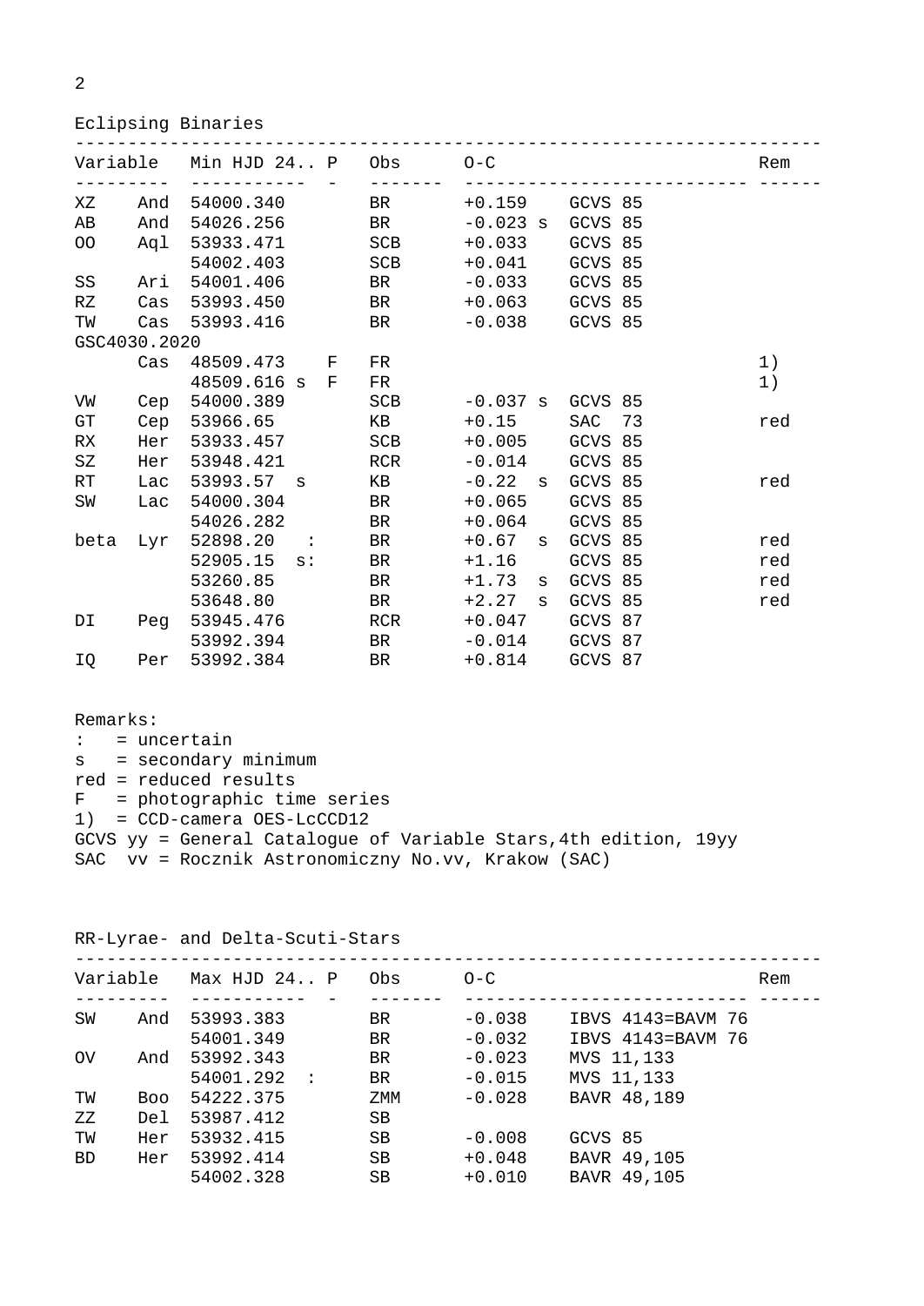## Eclipsing Binaries

| Variable | | Min HJD 24.. | P | Obs | O-C | | Rem |
|---|---|---|---|---|---|---|---|
| XZ | And | 54000.340 | | BR | +0.159 | GCVS 85 | |
| AB | And | 54026.256 | | BR | -0.023 s | GCVS 85 | |
| OO | Aql | 53933.471 | | SCB | +0.033 | GCVS 85 | |
| | | 54002.403 | | SCB | +0.041 | GCVS 85 | |
| SS | Ari | 54001.406 | | BR | -0.033 | GCVS 85 | |
| RZ | Cas | 53993.450 | | BR | +0.063 | GCVS 85 | |
| TW | Cas | 53993.416 | | BR | -0.038 | GCVS 85 | |
| GSC4030.2020 | | | | | | | |
| | Cas | 48509.473 | F | FR | | | 1) |
| | | 48509.616 s | F | FR | | | 1) |
| VW | Cep | 54000.389 | | SCB | -0.037 s | GCVS 85 | |
| GT | Cep | 53966.65 | | KB | +0.15 | SAC 73 | red |
| RX | Her | 53933.457 | | SCB | +0.005 | GCVS 85 | |
| SZ | Her | 53948.421 | | RCR | -0.014 | GCVS 85 | |
| RT | Lac | 53993.57 s | | KB | -0.22 s | GCVS 85 | red |
| SW | Lac | 54000.304 | | BR | +0.065 | GCVS 85 | |
| | | 54026.282 | | BR | +0.064 | GCVS 85 | |
| beta | Lyr | 52898.20 : | | BR | +0.67 s | GCVS 85 | red |
| | | 52905.15 s: | | BR | +1.16 | GCVS 85 | red |
| | | 53260.85 | | BR | +1.73 s | GCVS 85 | red |
| | | 53648.80 | | BR | +2.27 s | GCVS 85 | red |
| DI | Peg | 53945.476 | | RCR | +0.047 | GCVS 87 | |
| | | 53992.394 | | BR | -0.014 | GCVS 87 | |
| IQ | Per | 53992.384 | | BR | +0.814 | GCVS 87 | |

Remarks:

- : = uncertain
- s = secondary minimum
- red = reduced results
- F = photographic time series
- 1) = CCD-camera OES-LcCCD12
- GCVS yy = General Catalogue of Variable Stars,4th edition, 19yy
- SAC vv = Rocznik Astronomiczny No.vv, Krakow (SAC)

## RR-Lyrae- and Delta-Scuti-Stars

| Variable | | Max HJD 24.. | P | Obs | O-C | | Rem |
|---|---|---|---|---|---|---|---|
| SW | And | 53993.383 | | BR | -0.038 | IBVS 4143=BAVM 76 | |
| | | 54001.349 | | BR | -0.032 | IBVS 4143=BAVM 76 | |
| OV | And | 53992.343 | | BR | -0.023 | MVS 11,133 | |
| | | 54001.292 : | | BR | -0.015 | MVS 11,133 | |
| TW | Boo | 54222.375 | | ZMM | -0.028 | BAVR 48,189 | |
| ZZ | Del | 53987.412 | | SB | | | |
| TW | Her | 53932.415 | | SB | -0.008 | GCVS 85 | |
| BD | Her | 53992.414 | | SB | +0.048 | BAVR 49,105 | |
| | | 54002.328 | | SB | +0.010 | BAVR 49,105 | |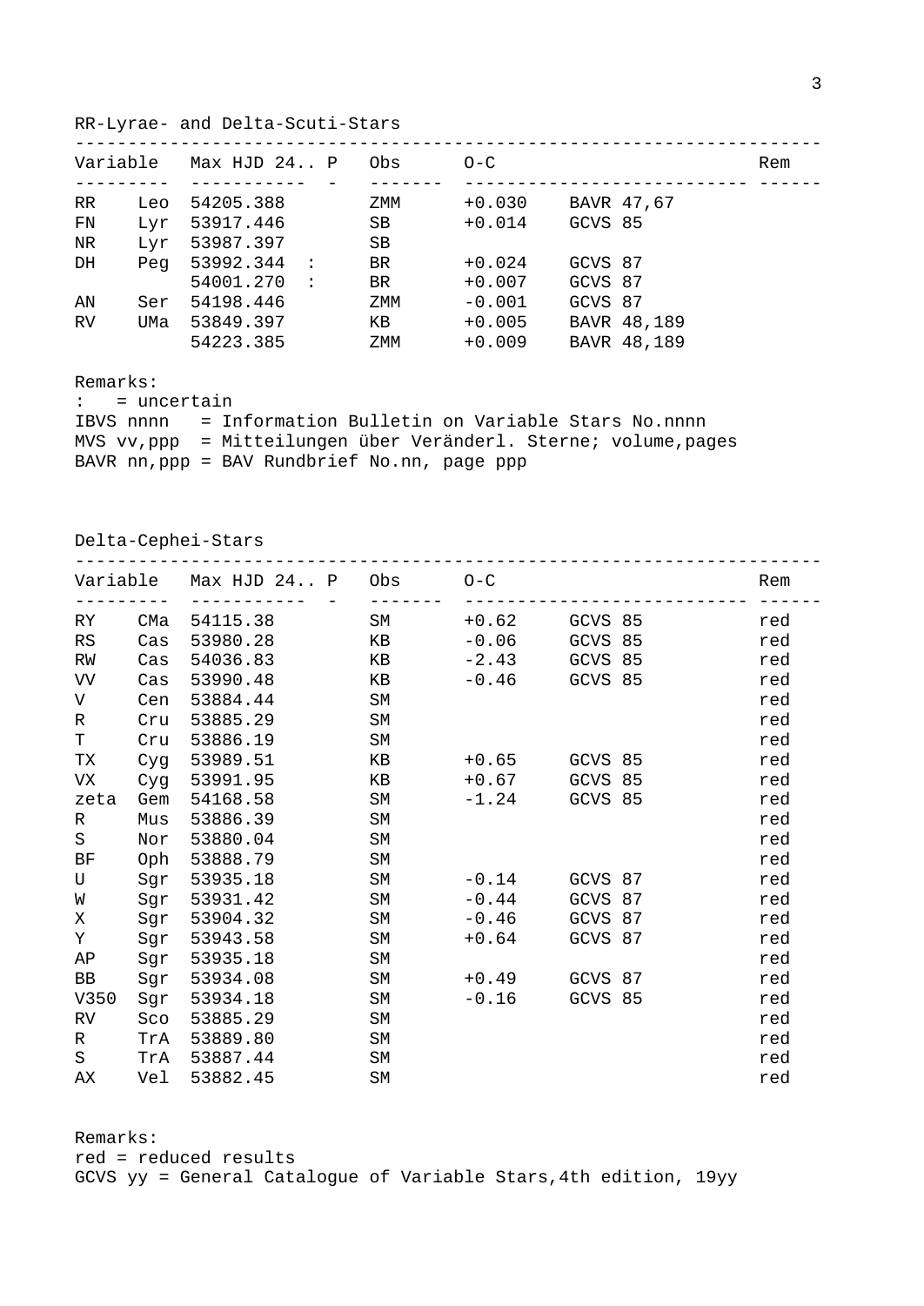RR-Lyrae- and Delta-Scuti-Stars

| Variable | | Max HJD 24.. | P | Obs | O-C | | Rem |
|---|---|---|---|---|---|---|---|
| RR | Leo | 54205.388 | | ZMM | +0.030 | BAVR 47,67 | |
| FN | Lyr | 53917.446 | | SB | +0.014 | GCVS 85 | |
| NR | Lyr | 53987.397 | | SB | | | |
| DH | Peg | 53992.344 | : | BR | +0.024 | GCVS 87 | |
| | | 54001.270 | : | BR | +0.007 | GCVS 87 | |
| AN | Ser | 54198.446 | | ZMM | -0.001 | GCVS 87 | |
| RV | UMa | 53849.397 | | KB | +0.005 | BAVR 48,189 | |
| | | 54223.385 | | ZMM | +0.009 | BAVR 48,189 | |

Remarks:
: = uncertain
IBVS nnnn = Information Bulletin on Variable Stars No.nnnn
MVS vv,ppp = Mitteilungen über Veränderl. Sterne; volume,pages
BAVR nn,ppp = BAV Rundbrief No.nn, page ppp

Delta-Cephei-Stars

| Variable | | Max HJD 24.. | P | Obs | O-C | | Rem |
|---|---|---|---|---|---|---|---|
| RY | CMa | 54115.38 | | SM | +0.62 | GCVS 85 | red |
| RS | Cas | 53980.28 | | KB | -0.06 | GCVS 85 | red |
| RW | Cas | 54036.83 | | KB | -2.43 | GCVS 85 | red |
| VV | Cas | 53990.48 | | KB | -0.46 | GCVS 85 | red |
| V | Cen | 53884.44 | | SM | | | red |
| R | Cru | 53885.29 | | SM | | | red |
| T | Cru | 53886.19 | | SM | | | red |
| TX | Cyg | 53989.51 | | KB | +0.65 | GCVS 85 | red |
| VX | Cyg | 53991.95 | | KB | +0.67 | GCVS 85 | red |
| zeta | Gem | 54168.58 | | SM | -1.24 | GCVS 85 | red |
| R | Mus | 53886.39 | | SM | | | red |
| S | Nor | 53880.04 | | SM | | | red |
| BF | Oph | 53888.79 | | SM | | | red |
| U | Sgr | 53935.18 | | SM | -0.14 | GCVS 87 | red |
| W | Sgr | 53931.42 | | SM | -0.44 | GCVS 87 | red |
| X | Sgr | 53904.32 | | SM | -0.46 | GCVS 87 | red |
| Y | Sgr | 53943.58 | | SM | +0.64 | GCVS 87 | red |
| AP | Sgr | 53935.18 | | SM | | | red |
| BB | Sgr | 53934.08 | | SM | +0.49 | GCVS 87 | red |
| V350 | Sgr | 53934.18 | | SM | -0.16 | GCVS 85 | red |
| RV | Sco | 53885.29 | | SM | | | red |
| R | TrA | 53889.80 | | SM | | | red |
| S | TrA | 53887.44 | | SM | | | red |
| AX | Vel | 53882.45 | | SM | | | red |

Remarks:
red = reduced results
GCVS yy = General Catalogue of Variable Stars,4th edition, 19yy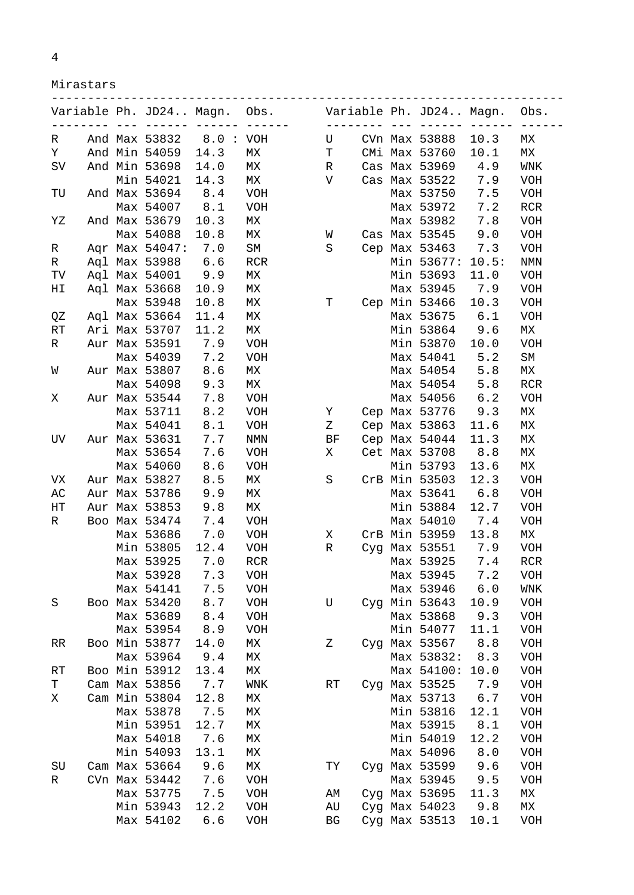Mirastars

| Variable | | Ph. | JD24.. | Magn. | Obs. |
|---|---|---|---|---|---|
| R | And | Max | 53832 | 8.0 : | VOH |
| Y | And | Min | 54059 | 14.3 | MX |
| SV | And | Min | 53698 | 14.0 | MX |
| | | Min | 54021 | 14.3 | MX |
| TU | And | Max | 53694 | 8.4 | VOH |
| | | Max | 54007 | 8.1 | VOH |
| YZ | And | Max | 53679 | 10.3 | MX |
| | | Max | 54088 | 10.8 | MX |
| R | Aqr | Max | 54047: | 7.0 | SM |
| R | Aql | Max | 53988 | 6.6 | RCR |
| TV | Aql | Max | 54001 | 9.9 | MX |
| HI | Aql | Max | 53668 | 10.9 | MX |
| | | Max | 53948 | 10.8 | MX |
| QZ | Aql | Max | 53664 | 11.4 | MX |
| RT | Ari | Max | 53707 | 11.2 | MX |
| R | Aur | Max | 53591 | 7.9 | VOH |
| | | Max | 54039 | 7.2 | VOH |
| W | Aur | Max | 53807 | 8.6 | MX |
| | | Max | 54098 | 9.3 | MX |
| X | Aur | Max | 53544 | 7.8 | VOH |
| | | Max | 53711 | 8.2 | VOH |
| | | Max | 54041 | 8.1 | VOH |
| UV | Aur | Max | 53631 | 7.7 | NMN |
| | | Max | 53654 | 7.6 | VOH |
| | | Max | 54060 | 8.6 | VOH |
| VX | Aur | Max | 53827 | 8.5 | MX |
| AC | Aur | Max | 53786 | 9.9 | MX |
| HT | Aur | Max | 53853 | 9.8 | MX |
| R | Boo | Max | 53474 | 7.4 | VOH |
| | | Max | 53686 | 7.0 | VOH |
| | | Min | 53805 | 12.4 | VOH |
| | | Max | 53925 | 7.0 | RCR |
| | | Max | 53928 | 7.3 | VOH |
| | | Max | 54141 | 7.5 | VOH |
| S | Boo | Max | 53420 | 8.7 | VOH |
| | | Max | 53689 | 8.4 | VOH |
| | | Max | 53954 | 8.9 | VOH |
| RR | Boo | Min | 53877 | 14.0 | MX |
| | | Max | 53964 | 9.4 | MX |
| RT | Boo | Min | 53912 | 13.4 | MX |
| T | Cam | Max | 53856 | 7.7 | WNK |
| X | Cam | Min | 53804 | 12.8 | MX |
| | | Max | 53878 | 7.5 | MX |
| | | Min | 53951 | 12.7 | MX |
| | | Max | 54018 | 7.6 | MX |
| | | Min | 54093 | 13.1 | MX |
| SU | Cam | Max | 53664 | 9.6 | MX |
| R | CVn | Max | 53442 | 7.6 | VOH |
| | | Max | 53775 | 7.5 | VOH |
| | | Min | 53943 | 12.2 | VOH |
| | | Max | 54102 | 6.6 | VOH |
| U | CVn | Max | 53888 | 10.3 | MX |
| T | CMi | Max | 53760 | 10.1 | MX |
| R | Cas | Max | 53969 | 4.9 | WNK |
| V | Cas | Max | 53522 | 7.9 | VOH |
| | | Max | 53750 | 7.5 | VOH |
| | | Max | 53972 | 7.2 | RCR |
| | | Max | 53982 | 7.8 | VOH |
| W | Cas | Max | 53545 | 9.0 | VOH |
| S | Cep | Max | 53463 | 7.3 | VOH |
| | | Min | 53677: | 10.5: | NMN |
| | | Min | 53693 | 11.0 | VOH |
| | | Max | 53945 | 7.9 | VOH |
| T | Cep | Min | 53466 | 10.3 | VOH |
| | | Max | 53675 | 6.1 | VOH |
| | | Min | 53864 | 9.6 | MX |
| | | Min | 53870 | 10.0 | VOH |
| | | Max | 54041 | 5.2 | SM |
| | | Max | 54054 | 5.8 | MX |
| | | Max | 54054 | 5.8 | RCR |
| | | Max | 54056 | 6.2 | VOH |
| Y | Cep | Max | 53776 | 9.3 | MX |
| Z | Cep | Max | 53863 | 11.6 | MX |
| BF | Cep | Max | 54044 | 11.3 | MX |
| X | Cet | Max | 53708 | 8.8 | MX |
| | | Min | 53793 | 13.6 | MX |
| S | CrB | Min | 53503 | 12.3 | VOH |
| | | Max | 53641 | 6.8 | VOH |
| | | Min | 53884 | 12.7 | VOH |
| | | Max | 54010 | 7.4 | VOH |
| X | CrB | Min | 53959 | 13.8 | MX |
| R | Cyg | Max | 53551 | 7.9 | VOH |
| | | Max | 53925 | 7.4 | RCR |
| | | Max | 53945 | 7.2 | VOH |
| | | Max | 53946 | 6.0 | WNK |
| U | Cyg | Min | 53643 | 10.9 | VOH |
| | | Max | 53868 | 9.3 | VOH |
| | | Min | 54077 | 11.1 | VOH |
| Z | Cyg | Max | 53567 | 8.8 | VOH |
| | | Max | 53832: | 8.3 | VOH |
| | | Max | 54100: | 10.0 | VOH |
| RT | Cyg | Max | 53525 | 7.9 | VOH |
| | | Max | 53713 | 6.7 | VOH |
| | | Min | 53816 | 12.1 | VOH |
| | | Max | 53915 | 8.1 | VOH |
| | | Min | 54019 | 12.2 | VOH |
| | | Max | 54096 | 8.0 | VOH |
| TY | Cyg | Max | 53599 | 9.6 | VOH |
| | | Max | 53945 | 9.5 | VOH |
| AM | Cyg | Max | 53695 | 11.3 | MX |
| AU | Cyg | Max | 54023 | 9.8 | MX |
| BG | Cyg | Max | 53513 | 10.1 | VOH |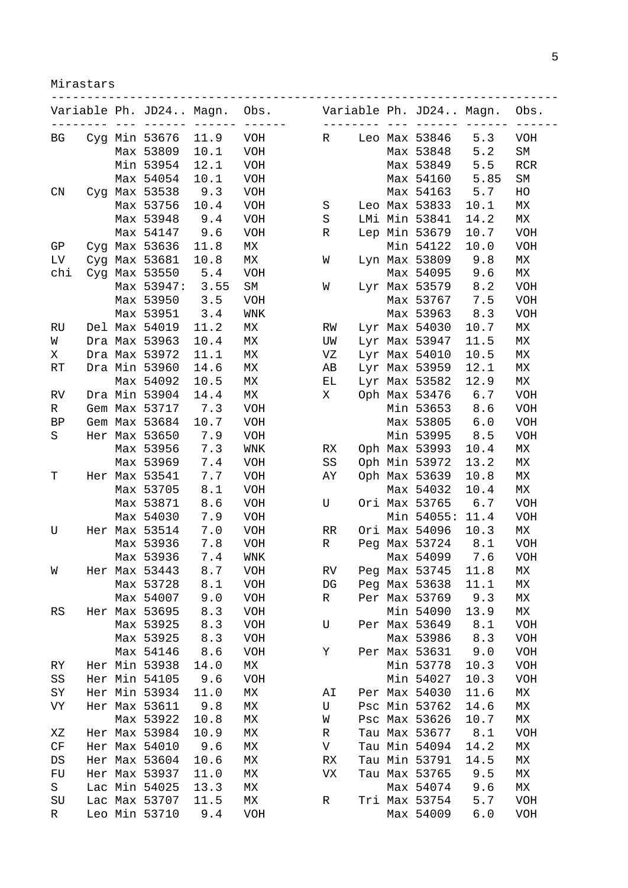Mirastars

| Variable | | Ph. | JD24.. | Magn. | Obs. |
|---|---|---|---|---|---|
| BG | Cyg | Min | 53676 | 11.9 | VOH |
| | | Max | 53809 | 10.1 | VOH |
| | | Min | 53954 | 12.1 | VOH |
| | | Max | 54054 | 10.1 | VOH |
| CN | Cyg | Max | 53538 | 9.3 | VOH |
| | | Max | 53756 | 10.4 | VOH |
| | | Max | 53948 | 9.4 | VOH |
| | | Max | 54147 | 9.6 | VOH |
| GP | Cyg | Max | 53636 | 11.8 | MX |
| LV | Cyg | Max | 53681 | 10.8 | MX |
| chi | Cyg | Max | 53550 | 5.4 | VOH |
| | | Max | 53947: | 3.55 | SM |
| | | Max | 53950 | 3.5 | VOH |
| | | Max | 53951 | 3.4 | WNK |
| RU | Del | Max | 54019 | 11.2 | MX |
| W | Dra | Max | 53963 | 10.4 | MX |
| X | Dra | Max | 53972 | 11.1 | MX |
| RT | Dra | Min | 53960 | 14.6 | MX |
| | | Max | 54092 | 10.5 | MX |
| RV | Dra | Min | 53904 | 14.4 | MX |
| R | Gem | Max | 53717 | 7.3 | VOH |
| BP | Gem | Max | 53684 | 10.7 | VOH |
| S | Her | Max | 53650 | 7.9 | VOH |
| | | Max | 53956 | 7.3 | WNK |
| | | Max | 53969 | 7.4 | VOH |
| T | Her | Max | 53541 | 7.7 | VOH |
| | | Max | 53705 | 8.1 | VOH |
| | | Max | 53871 | 8.6 | VOH |
| | | Max | 54030 | 7.9 | VOH |
| U | Her | Max | 53514 | 7.0 | VOH |
| | | Max | 53936 | 7.8 | VOH |
| | | Max | 53936 | 7.4 | WNK |
| W | Her | Max | 53443 | 8.7 | VOH |
| | | Max | 53728 | 8.1 | VOH |
| | | Max | 54007 | 9.0 | VOH |
| RS | Her | Max | 53695 | 8.3 | VOH |
| | | Max | 53925 | 8.3 | VOH |
| | | Max | 53925 | 8.3 | VOH |
| | | Max | 54146 | 8.6 | VOH |
| RY | Her | Min | 53938 | 14.0 | MX |
| SS | Her | Min | 54105 | 9.6 | VOH |
| SY | Her | Min | 53934 | 11.0 | MX |
| VY | Her | Max | 53611 | 9.8 | MX |
| | | Max | 53922 | 10.8 | MX |
| XZ | Her | Max | 53984 | 10.9 | MX |
| CF | Her | Max | 54010 | 9.6 | MX |
| DS | Her | Max | 53604 | 10.6 | MX |
| FU | Her | Max | 53937 | 11.0 | MX |
| S | Lac | Min | 54025 | 13.3 | MX |
| SU | Lac | Max | 53707 | 11.5 | MX |
| R | Leo | Min | 53710 | 9.4 | VOH |
| R | Leo | Max | 53846 | 5.3 | VOH |
| | | Max | 53848 | 5.2 | SM |
| | | Max | 53849 | 5.5 | RCR |
| | | Max | 54160 | 5.85 | SM |
| | | Max | 54163 | 5.7 | HO |
| S | Leo | Max | 53833 | 10.1 | MX |
| S | LMi | Min | 53841 | 14.2 | MX |
| R | Lep | Min | 53679 | 10.7 | VOH |
| | | Min | 54122 | 10.0 | VOH |
| W | Lyn | Max | 53809 | 9.8 | MX |
| | | Max | 54095 | 9.6 | MX |
| W | Lyr | Max | 53579 | 8.2 | VOH |
| | | Max | 53767 | 7.5 | VOH |
| | | Max | 53963 | 8.3 | VOH |
| RW | Lyr | Max | 54030 | 10.7 | MX |
| UW | Lyr | Max | 53947 | 11.5 | MX |
| VZ | Lyr | Max | 54010 | 10.5 | MX |
| AB | Lyr | Max | 53959 | 12.1 | MX |
| EL | Lyr | Max | 53582 | 12.9 | MX |
| X | Oph | Max | 53476 | 6.7 | VOH |
| | | Min | 53653 | 8.6 | VOH |
| | | Max | 53805 | 6.0 | VOH |
| | | Min | 53995 | 8.5 | VOH |
| RX | Oph | Max | 53993 | 10.4 | MX |
| SS | Oph | Min | 53972 | 13.2 | MX |
| AY | Oph | Max | 53639 | 10.8 | MX |
| | | Max | 54032 | 10.4 | MX |
| U | Ori | Max | 53765 | 6.7 | VOH |
| | | Min | 54055: | 11.4 | VOH |
| RR | Ori | Max | 54096 | 10.3 | MX |
| R | Peg | Max | 53724 | 8.1 | VOH |
| | | Max | 54099 | 7.6 | VOH |
| RV | Peg | Max | 53745 | 11.8 | MX |
| DG | Peg | Max | 53638 | 11.1 | MX |
| R | Per | Max | 53769 | 9.3 | MX |
| | | Min | 54090 | 13.9 | MX |
| U | Per | Max | 53649 | 8.1 | VOH |
| | | Max | 53986 | 8.3 | VOH |
| Y | Per | Max | 53631 | 9.0 | VOH |
| | | Min | 53778 | 10.3 | VOH |
| | | Min | 54027 | 10.3 | VOH |
| AI | Per | Max | 54030 | 11.6 | MX |
| U | Psc | Min | 53762 | 14.6 | MX |
| W | Psc | Max | 53626 | 10.7 | MX |
| R | Tau | Max | 53677 | 8.1 | VOH |
| V | Tau | Min | 54094 | 14.2 | MX |
| RX | Tau | Min | 53791 | 14.5 | MX |
| VX | Tau | Max | 53765 | 9.5 | MX |
| | | Max | 54074 | 9.6 | MX |
| R | Tri | Max | 53754 | 5.7 | VOH |
| | | Max | 54009 | 6.0 | VOH |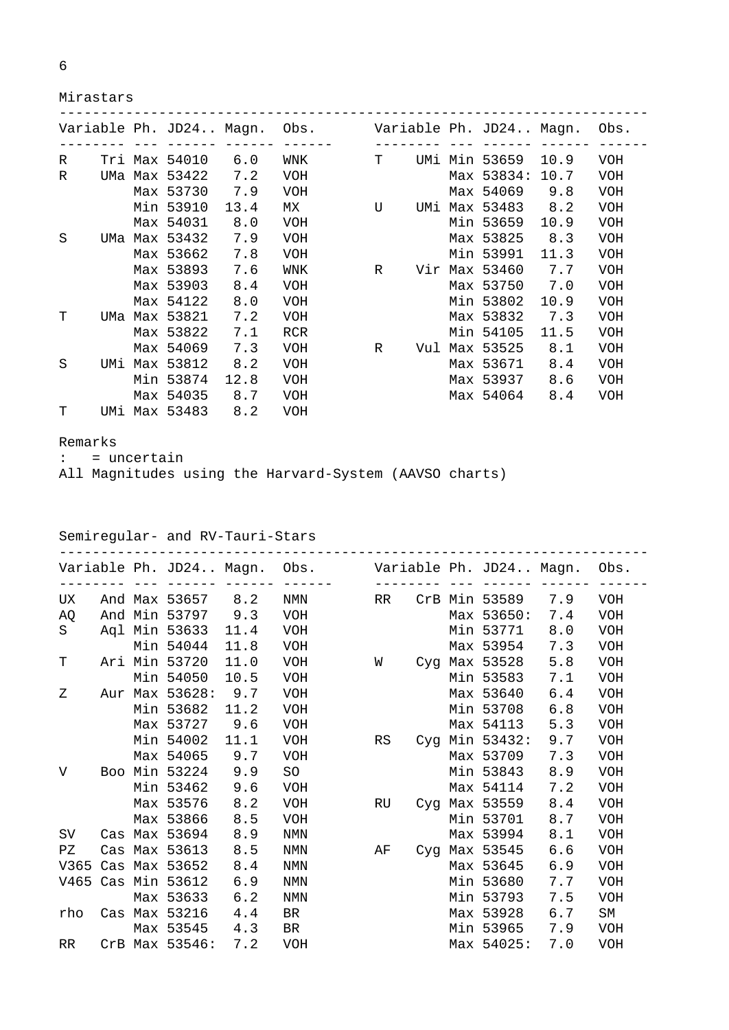Mirastars

| Variable | Ph. | JD24.. | Magn. | Obs. | Variable | Ph. | JD24.. | Magn. | Obs. |
|---|---|---|---|---|---|---|---|---|---|
| R Tri | Max | 54010 | 6.0 | WNK | T UMi | Min | 53659 | 10.9 | VOH |
| R UMa | Max | 53422 | 7.2 | VOH | | Max | 53834: | 10.7 | VOH |
| | Max | 53730 | 7.9 | VOH | | Max | 54069 | 9.8 | VOH |
| | Min | 53910 | 13.4 | MX | U UMi | Max | 53483 | 8.2 | VOH |
| | Max | 54031 | 8.0 | VOH | | Min | 53659 | 10.9 | VOH |
| S UMa | Max | 53432 | 7.9 | VOH | | Max | 53825 | 8.3 | VOH |
| | Max | 53662 | 7.8 | VOH | | Min | 53991 | 11.3 | VOH |
| | Max | 53893 | 7.6 | WNK | R Vir | Max | 53460 | 7.7 | VOH |
| | Max | 53903 | 8.4 | VOH | | Max | 53750 | 7.0 | VOH |
| | Max | 54122 | 8.0 | VOH | | Min | 53802 | 10.9 | VOH |
| T UMa | Max | 53821 | 7.2 | VOH | | Max | 53832 | 7.3 | VOH |
| | Max | 53822 | 7.1 | RCR | | Min | 54105 | 11.5 | VOH |
| | Max | 54069 | 7.3 | VOH | R Vul | Max | 53525 | 8.1 | VOH |
| S UMi | Max | 53812 | 8.2 | VOH | | Max | 53671 | 8.4 | VOH |
| | Min | 53874 | 12.8 | VOH | | Max | 53937 | 8.6 | VOH |
| | Max | 54035 | 8.7 | VOH | | Max | 54064 | 8.4 | VOH |
| T UMi | Max | 53483 | 8.2 | VOH | | | | | |

Remarks
: = uncertain
All Magnitudes using the Harvard-System (AAVSO charts)

Semiregular- and RV-Tauri-Stars

| Variable | Ph. | JD24.. | Magn. | Obs. | Variable | Ph. | JD24.. | Magn. | Obs. |
|---|---|---|---|---|---|---|---|---|---|
| UX And | Max | 53657 | 8.2 | NMN | RR CrB | Min | 53589 | 7.9 | VOH |
| AQ And | Min | 53797 | 9.3 | VOH | | Max | 53650: | 7.4 | VOH |
| S Aql | Min | 53633 | 11.4 | VOH | | Min | 53771 | 8.0 | VOH |
| | Min | 54044 | 11.8 | VOH | | Max | 53954 | 7.3 | VOH |
| T Ari | Min | 53720 | 11.0 | VOH | W Cyg | Max | 53528 | 5.8 | VOH |
| | Min | 54050 | 10.5 | VOH | | Min | 53583 | 7.1 | VOH |
| Z Aur | Max | 53628: | 9.7 | VOH | | Max | 53640 | 6.4 | VOH |
| | Min | 53682 | 11.2 | VOH | | Min | 53708 | 6.8 | VOH |
| | Max | 53727 | 9.6 | VOH | | Max | 54113 | 5.3 | VOH |
| | Min | 54002 | 11.1 | VOH | RS Cyg | Min | 53432: | 9.7 | VOH |
| | Max | 54065 | 9.7 | VOH | | Max | 53709 | 7.3 | VOH |
| V Boo | Min | 53224 | 9.9 | SO | | Min | 53843 | 8.9 | VOH |
| | Min | 53462 | 9.6 | VOH | | Max | 54114 | 7.2 | VOH |
| | Max | 53576 | 8.2 | VOH | RU Cyg | Max | 53559 | 8.4 | VOH |
| | Max | 53866 | 8.5 | VOH | | Min | 53701 | 8.7 | VOH |
| SV Cas | Max | 53694 | 8.9 | NMN | | Max | 53994 | 8.1 | VOH |
| PZ Cas | Max | 53613 | 8.5 | NMN | AF Cyg | Max | 53545 | 6.6 | VOH |
| V365 Cas | Max | 53652 | 8.4 | NMN | | Max | 53645 | 6.9 | VOH |
| V465 Cas | Min | 53612 | 6.9 | NMN | | Min | 53680 | 7.7 | VOH |
| | Max | 53633 | 6.2 | NMN | | Min | 53793 | 7.5 | VOH |
| rho Cas | Max | 53216 | 4.4 | BR | | Max | 53928 | 6.7 | SM |
| | Max | 53545 | 4.3 | BR | | Min | 53965 | 7.9 | VOH |
| RR CrB | Max | 53546: | 7.2 | VOH | | Max | 54025: | 7.0 | VOH |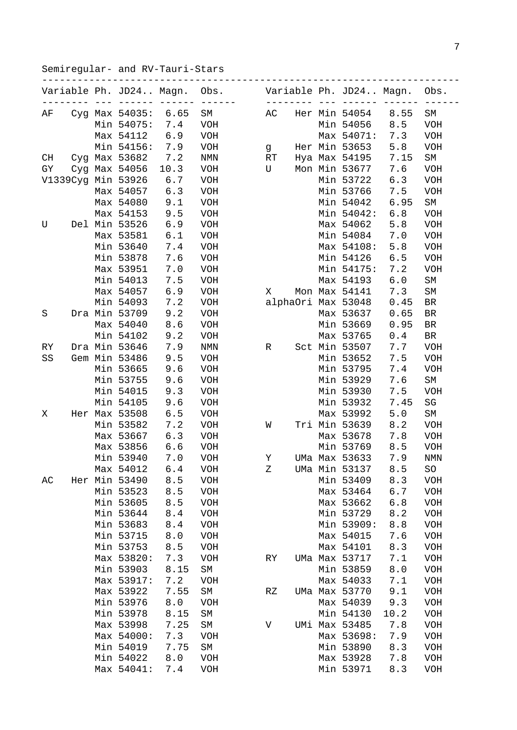Semiregular- and RV-Tauri-Stars

| Variable | Ph. | JD24.. | Magn. | Obs. |
|---|---|---|---|---|
| AF Cyg | Max | 54035: | 6.65 | SM |
| | Min | 54075: | 7.4 | VOH |
| | Max | 54112 | 6.9 | VOH |
| | Min | 54156: | 7.9 | VOH |
| CH Cyg | Max | 53682 | 7.2 | NMN |
| GY Cyg | Max | 54056 | 10.3 | VOH |
| V1339Cyg | Min | 53926 | 6.7 | VOH |
| | Max | 54057 | 6.3 | VOH |
| | Max | 54080 | 9.1 | VOH |
| | Max | 54153 | 9.5 | VOH |
| U Del | Min | 53526 | 6.9 | VOH |
| | Max | 53581 | 6.1 | VOH |
| | Min | 53640 | 7.4 | VOH |
| | Min | 53878 | 7.6 | VOH |
| | Max | 53951 | 7.0 | VOH |
| | Min | 54013 | 7.5 | VOH |
| | Max | 54057 | 6.9 | VOH |
| | Min | 54093 | 7.2 | VOH |
| S Dra | Min | 53709 | 9.2 | VOH |
| | Max | 54040 | 8.6 | VOH |
| | Min | 54102 | 9.2 | VOH |
| RY Dra | Min | 53646 | 7.9 | NMN |
| SS Gem | Min | 53486 | 9.5 | VOH |
| | Min | 53665 | 9.6 | VOH |
| | Min | 53755 | 9.6 | VOH |
| | Min | 54015 | 9.3 | VOH |
| | Min | 54105 | 9.6 | VOH |
| X Her | Max | 53508 | 6.5 | VOH |
| | Min | 53582 | 7.2 | VOH |
| | Max | 53667 | 6.3 | VOH |
| | Max | 53856 | 6.6 | VOH |
| | Min | 53940 | 7.0 | VOH |
| | Max | 54012 | 6.4 | VOH |
| AC Her | Min | 53490 | 8.5 | VOH |
| | Min | 53523 | 8.5 | VOH |
| | Min | 53605 | 8.5 | VOH |
| | Min | 53644 | 8.4 | VOH |
| | Min | 53683 | 8.4 | VOH |
| | Min | 53715 | 8.0 | VOH |
| | Min | 53753 | 8.5 | VOH |
| | Max | 53820: | 7.3 | VOH |
| | Min | 53903 | 8.15 | SM |
| | Max | 53917: | 7.2 | VOH |
| | Max | 53922 | 7.55 | SM |
| | Min | 53976 | 8.0 | VOH |
| | Min | 53978 | 8.15 | SM |
| | Max | 53998 | 7.25 | SM |
| | Max | 54000: | 7.3 | VOH |
| | Min | 54019 | 7.75 | SM |
| | Min | 54022 | 8.0 | VOH |
| | Max | 54041: | 7.4 | VOH |
| AC Her | Min | 54054 | 8.55 | SM |
| | Min | 54056 | 8.5 | VOH |
| | Max | 54071: | 7.3 | VOH |
| g Her | Min | 53653 | 5.8 | VOH |
| RT Hya | Max | 54195 | 7.15 | SM |
| U Mon | Min | 53677 | 7.6 | VOH |
| | Min | 53722 | 6.3 | VOH |
| | Min | 53766 | 7.5 | VOH |
| | Min | 54042 | 6.95 | SM |
| | Min | 54042: | 6.8 | VOH |
| | Max | 54062 | 5.8 | VOH |
| | Min | 54084 | 7.0 | VOH |
| | Max | 54108: | 5.8 | VOH |
| | Min | 54126 | 6.5 | VOH |
| | Min | 54175: | 7.2 | VOH |
| | Max | 54193 | 6.0 | SM |
| X Mon | Max | 54141 | 7.3 | SM |
| alphaOri | Max | 53048 | 0.45 | BR |
| | Max | 53637 | 0.65 | BR |
| | Min | 53669 | 0.95 | BR |
| | Max | 53765 | 0.4 | BR |
| R Sct | Min | 53507 | 7.7 | VOH |
| | Min | 53652 | 7.5 | VOH |
| | Min | 53795 | 7.4 | VOH |
| | Min | 53929 | 7.6 | SM |
| | Min | 53930 | 7.5 | VOH |
| | Min | 53932 | 7.45 | SG |
| | Max | 53992 | 5.0 | SM |
| W Tri | Min | 53639 | 8.2 | VOH |
| | Max | 53678 | 7.8 | VOH |
| | Min | 53769 | 8.5 | VOH |
| Y UMa | Max | 53633 | 7.9 | NMN |
| Z UMa | Min | 53137 | 8.5 | SO |
| | Min | 53409 | 8.3 | VOH |
| | Max | 53464 | 6.7 | VOH |
| | Max | 53662 | 6.8 | VOH |
| | Min | 53729 | 8.2 | VOH |
| | Min | 53909: | 8.8 | VOH |
| | Max | 54015 | 7.6 | VOH |
| | Max | 54101 | 8.3 | VOH |
| RY UMa | Max | 53717 | 7.1 | VOH |
| | Min | 53859 | 8.0 | VOH |
| | Max | 54033 | 7.1 | VOH |
| RZ UMa | Max | 53770 | 9.1 | VOH |
| | Max | 54039 | 9.3 | VOH |
| | Min | 54130 | 10.2 | VOH |
| V UMi | Max | 53485 | 7.8 | VOH |
| | Max | 53698: | 7.9 | VOH |
| | Min | 53890 | 8.3 | VOH |
| | Max | 53928 | 7.8 | VOH |
| | Min | 53971 | 8.3 | VOH |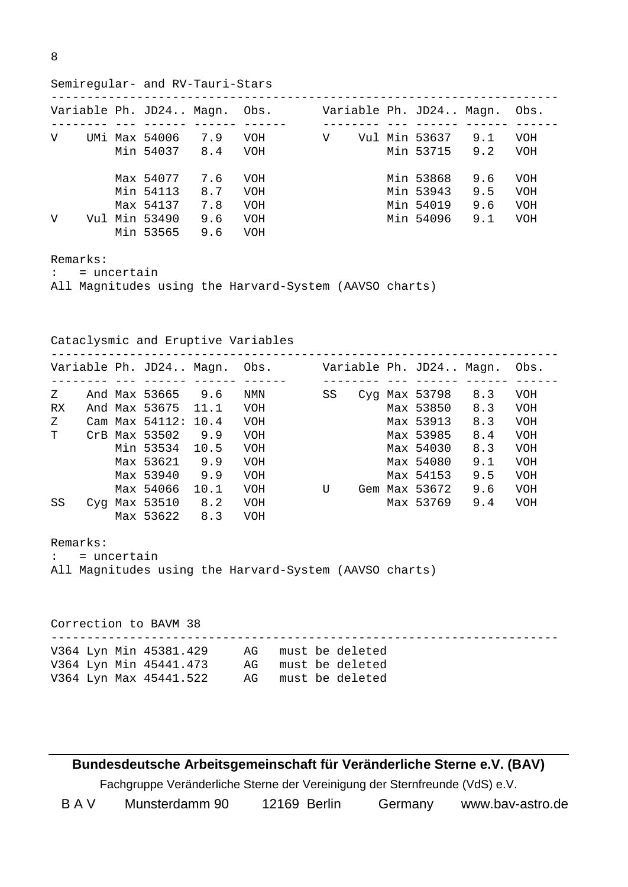## Semiregular- and RV-Tauri-Stars

| Variable | Ph. | JD24.. | Magn. | Obs. | Variable | Ph. | JD24.. | Magn. | Obs. |
|---|---|---|---|---|---|---|---|---|---|
| V UMi | Max | 54006 | 7.9 | VOH | V Vul | Min | 53637 | 9.1 | VOH |
| | Min | 54037 | 8.4 | VOH | | Min | 53715 | 9.2 | VOH |
| | Max | 54077 | 7.6 | VOH | | Min | 53868 | 9.6 | VOH |
| | Min | 54113 | 8.7 | VOH | | Min | 53943 | 9.5 | VOH |
| | Max | 54137 | 7.8 | VOH | | Min | 54019 | 9.6 | VOH |
| V Vul | Min | 53490 | 9.6 | VOH | | Min | 54096 | 9.1 | VOH |
| | Min | 53565 | 9.6 | VOH | | | | | |

Remarks:
: = uncertain
All Magnitudes using the Harvard-System (AAVSO charts)

## Cataclysmic and Eruptive Variables

| Variable | Ph. | JD24.. | Magn. | Obs. | Variable | Ph. | JD24.. | Magn. | Obs. |
|---|---|---|---|---|---|---|---|---|---|
| Z And | Max | 53665 | 9.6 | NMN | SS Cyg | Max | 53798 | 8.3 | VOH |
| RX And | Max | 53675 | 11.1 | VOH | | Max | 53850 | 8.3 | VOH |
| Z Cam | Max | 54112: | 10.4 | VOH | | Max | 53913 | 8.3 | VOH |
| T CrB | Max | 53502 | 9.9 | VOH | | Max | 53985 | 8.4 | VOH |
| | Min | 53534 | 10.5 | VOH | | Max | 54030 | 8.3 | VOH |
| | Max | 53621 | 9.9 | VOH | | Max | 54080 | 9.1 | VOH |
| | Max | 53940 | 9.9 | VOH | | Max | 54153 | 9.5 | VOH |
| | Max | 54066 | 10.1 | VOH | U Gem | Max | 53672 | 9.6 | VOH |
| SS Cyg | Max | 53510 | 8.2 | VOH | | Max | 53769 | 9.4 | VOH |
| | Max | 53622 | 8.3 | VOH | | | | | |

Remarks:
: = uncertain
All Magnitudes using the Harvard-System (AAVSO charts)

## Correction to BAVM 38

| | | | | |
|---|---|---|---|---|
| V364 Lyn | Min | 45381.429 | AG | must be deleted |
| V364 Lyn | Min | 45441.473 | AG | must be deleted |
| V364 Lyn | Max | 45441.522 | AG | must be deleted |

**Bundesdeutsche Arbeitsgemeinschaft für Veränderliche Sterne e.V. (BAV)**

Fachgruppe Veränderliche Sterne der Vereinigung der Sternfreunde (VdS) e.V.

B A V Munsterdamm 90 12169 Berlin Germany www.bav-astro.de